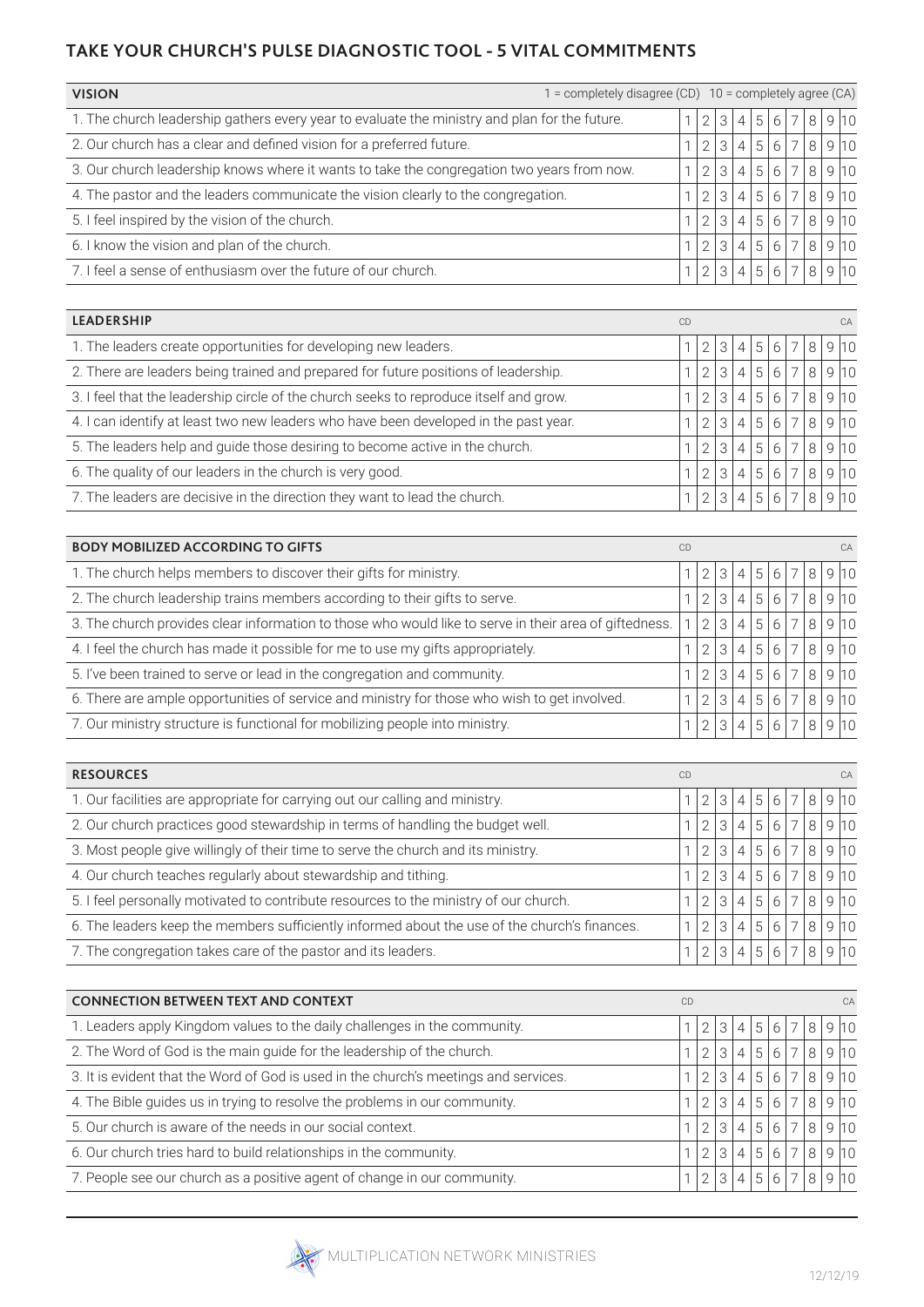## TAKE YOUR CHURCH'S PULSE DIAGNOSTIC TOOL - 5 VITAL COMMITMENTS

| VISION | 1 = completely disagree (CD) 10 = completely agree (CA) | | | | | | | | | |
|---|---|---|---|---|---|---|---|---|---|---|
| 1. The church leadership gathers every year to evaluate the ministry and plan for the future. | 1 | 2 | 3 | 4 | 5 | 6 | 7 | 8 | 9 | 10 |
| 2. Our church has a clear and defined vision for a preferred future. | 1 | 2 | 3 | 4 | 5 | 6 | 7 | 8 | 9 | 10 |
| 3. Our church leadership knows where it wants to take the congregation two years from now. | 1 | 2 | 3 | 4 | 5 | 6 | 7 | 8 | 9 | 10 |
| 4. The pastor and the leaders communicate the vision clearly to the congregation. | 1 | 2 | 3 | 4 | 5 | 6 | 7 | 8 | 9 | 10 |
| 5. I feel inspired by the vision of the church. | 1 | 2 | 3 | 4 | 5 | 6 | 7 | 8 | 9 | 10 |
| 6. I know the vision and plan of the church. | 1 | 2 | 3 | 4 | 5 | 6 | 7 | 8 | 9 | 10 |
| 7. I feel a sense of enthusiasm over the future of our church. | 1 | 2 | 3 | 4 | 5 | 6 | 7 | 8 | 9 | 10 |

| LEADERSHIP | CD | | | | | | | | | CA |
|---|---|---|---|---|---|---|---|---|---|---|
| 1. The leaders create opportunities for developing new leaders. | 1 | 2 | 3 | 4 | 5 | 6 | 7 | 8 | 9 | 10 |
| 2. There are leaders being trained and prepared for future positions of leadership. | 1 | 2 | 3 | 4 | 5 | 6 | 7 | 8 | 9 | 10 |
| 3. I feel that the leadership circle of the church seeks to reproduce itself and grow. | 1 | 2 | 3 | 4 | 5 | 6 | 7 | 8 | 9 | 10 |
| 4. I can identify at least two new leaders who have been developed in the past year. | 1 | 2 | 3 | 4 | 5 | 6 | 7 | 8 | 9 | 10 |
| 5. The leaders help and guide those desiring to become active in the church. | 1 | 2 | 3 | 4 | 5 | 6 | 7 | 8 | 9 | 10 |
| 6. The quality of our leaders in the church is very good. | 1 | 2 | 3 | 4 | 5 | 6 | 7 | 8 | 9 | 10 |
| 7. The leaders are decisive in the direction they want to lead the church. | 1 | 2 | 3 | 4 | 5 | 6 | 7 | 8 | 9 | 10 |

| BODY MOBILIZED ACCORDING TO GIFTS | CD | | | | | | | | | CA |
|---|---|---|---|---|---|---|---|---|---|---|
| 1. The church helps members to discover their gifts for ministry. | 1 | 2 | 3 | 4 | 5 | 6 | 7 | 8 | 9 | 10 |
| 2. The church leadership trains members according to their gifts to serve. | 1 | 2 | 3 | 4 | 5 | 6 | 7 | 8 | 9 | 10 |
| 3. The church provides clear information to those who would like to serve in their area of giftedness. | 1 | 2 | 3 | 4 | 5 | 6 | 7 | 8 | 9 | 10 |
| 4. I feel the church has made it possible for me to use my gifts appropriately. | 1 | 2 | 3 | 4 | 5 | 6 | 7 | 8 | 9 | 10 |
| 5. I've been trained to serve or lead in the congregation and community. | 1 | 2 | 3 | 4 | 5 | 6 | 7 | 8 | 9 | 10 |
| 6. There are ample opportunities of service and ministry for those who wish to get involved. | 1 | 2 | 3 | 4 | 5 | 6 | 7 | 8 | 9 | 10 |
| 7. Our ministry structure is functional for mobilizing people into ministry. | 1 | 2 | 3 | 4 | 5 | 6 | 7 | 8 | 9 | 10 |

| RESOURCES | CD | | | | | | | | | CA |
|---|---|---|---|---|---|---|---|---|---|---|
| 1. Our facilities are appropriate for carrying out our calling and ministry. | 1 | 2 | 3 | 4 | 5 | 6 | 7 | 8 | 9 | 10 |
| 2. Our church practices good stewardship in terms of handling the budget well. | 1 | 2 | 3 | 4 | 5 | 6 | 7 | 8 | 9 | 10 |
| 3. Most people give willingly of their time to serve the church and its ministry. | 1 | 2 | 3 | 4 | 5 | 6 | 7 | 8 | 9 | 10 |
| 4. Our church teaches regularly about stewardship and tithing. | 1 | 2 | 3 | 4 | 5 | 6 | 7 | 8 | 9 | 10 |
| 5. I feel personally motivated to contribute resources to the ministry of our church. | 1 | 2 | 3 | 4 | 5 | 6 | 7 | 8 | 9 | 10 |
| 6. The leaders keep the members sufficiently informed about the use of the church's finances. | 1 | 2 | 3 | 4 | 5 | 6 | 7 | 8 | 9 | 10 |
| 7. The congregation takes care of the pastor and its leaders. | 1 | 2 | 3 | 4 | 5 | 6 | 7 | 8 | 9 | 10 |

| CONNECTION BETWEEN TEXT AND CONTEXT | CD | | | | | | | | | CA |
|---|---|---|---|---|---|---|---|---|---|---|
| 1. Leaders apply Kingdom values to the daily challenges in the community. | 1 | 2 | 3 | 4 | 5 | 6 | 7 | 8 | 9 | 10 |
| 2. The Word of God is the main guide for the leadership of the church. | 1 | 2 | 3 | 4 | 5 | 6 | 7 | 8 | 9 | 10 |
| 3. It is evident that the Word of God is used in the church's meetings and services. | 1 | 2 | 3 | 4 | 5 | 6 | 7 | 8 | 9 | 10 |
| 4. The Bible guides us in trying to resolve the problems in our community. | 1 | 2 | 3 | 4 | 5 | 6 | 7 | 8 | 9 | 10 |
| 5. Our church is aware of the needs in our social context. | 1 | 2 | 3 | 4 | 5 | 6 | 7 | 8 | 9 | 10 |
| 6. Our church tries hard to build relationships in the community. | 1 | 2 | 3 | 4 | 5 | 6 | 7 | 8 | 9 | 10 |
| 7. People see our church as a positive agent of change in our community. | 1 | 2 | 3 | 4 | 5 | 6 | 7 | 8 | 9 | 10 |

MULTIPLICATION NETWORK MINISTRIES

12/12/19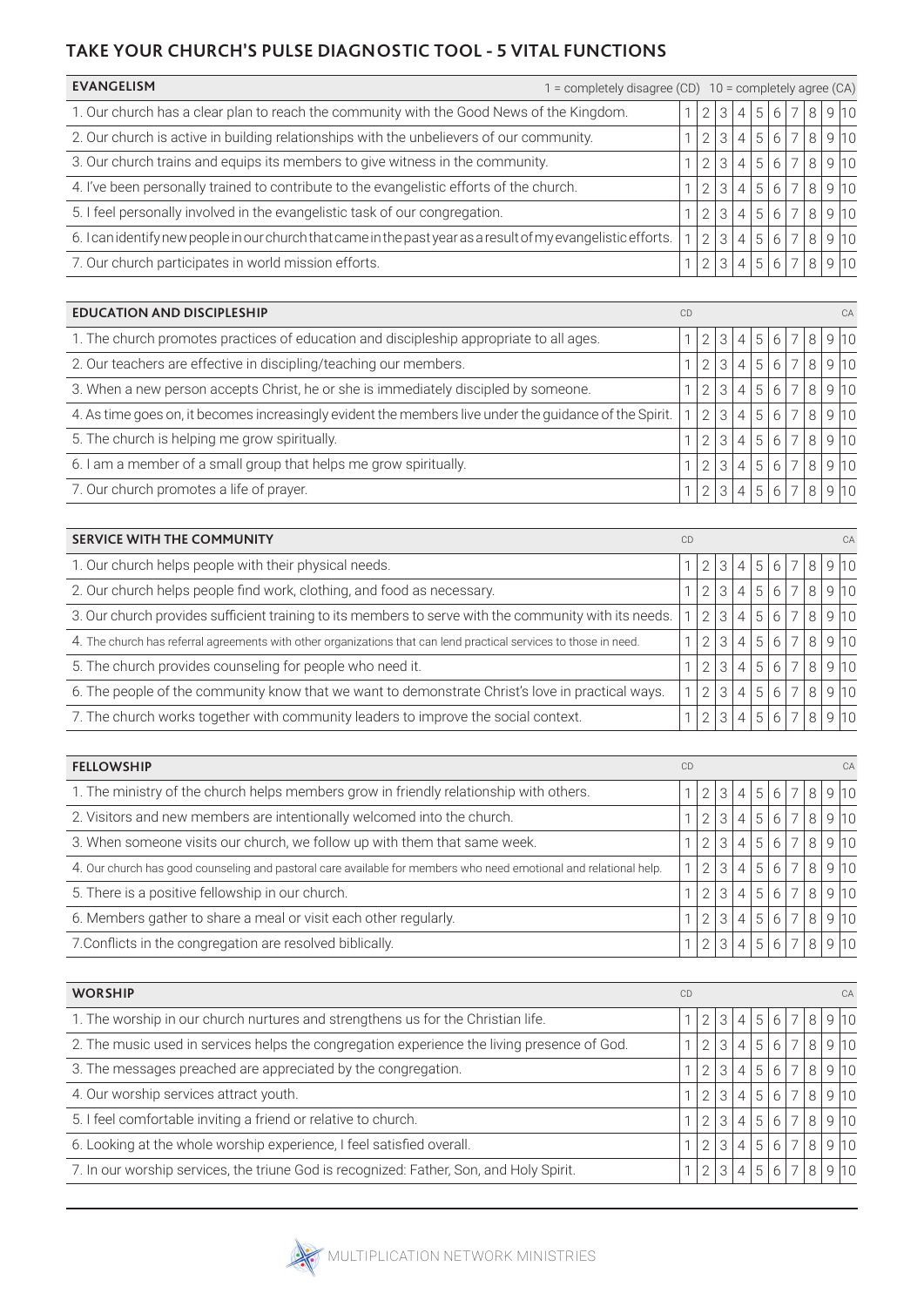# TAKE YOUR CHURCH'S PULSE DIAGNOSTIC TOOL - 5 VITAL FUNCTIONS

| EVANGELISM | 1 = completely disagree (CD) 10 = completely agree (CA) | | | | | | | | | |
|---|---|---|---|---|---|---|---|---|---|---|
| 1. Our church has a clear plan to reach the community with the Good News of the Kingdom. | 1 | 2 | 3 | 4 | 5 | 6 | 7 | 8 | 9 | 10 |
| 2. Our church is active in building relationships with the unbelievers of our community. | 1 | 2 | 3 | 4 | 5 | 6 | 7 | 8 | 9 | 10 |
| 3. Our church trains and equips its members to give witness in the community. | 1 | 2 | 3 | 4 | 5 | 6 | 7 | 8 | 9 | 10 |
| 4. I've been personally trained to contribute to the evangelistic efforts of the church. | 1 | 2 | 3 | 4 | 5 | 6 | 7 | 8 | 9 | 10 |
| 5. I feel personally involved in the evangelistic task of our congregation. | 1 | 2 | 3 | 4 | 5 | 6 | 7 | 8 | 9 | 10 |
| 6. I can identify new people in our church that came in the past year as a result of my evangelistic efforts. | 1 | 2 | 3 | 4 | 5 | 6 | 7 | 8 | 9 | 10 |
| 7. Our church participates in world mission efforts. | 1 | 2 | 3 | 4 | 5 | 6 | 7 | 8 | 9 | 10 |

| EDUCATION AND DISCIPLESHIP | CD | | | | | | | | | CA |
|---|---|---|---|---|---|---|---|---|---|---|
| 1. The church promotes practices of education and discipleship appropriate to all ages. | 1 | 2 | 3 | 4 | 5 | 6 | 7 | 8 | 9 | 10 |
| 2. Our teachers are effective in discipling/teaching our members. | 1 | 2 | 3 | 4 | 5 | 6 | 7 | 8 | 9 | 10 |
| 3. When a new person accepts Christ, he or she is immediately discipled by someone. | 1 | 2 | 3 | 4 | 5 | 6 | 7 | 8 | 9 | 10 |
| 4. As time goes on, it becomes increasingly evident the members live under the guidance of the Spirit. | 1 | 2 | 3 | 4 | 5 | 6 | 7 | 8 | 9 | 10 |
| 5. The church is helping me grow spiritually. | 1 | 2 | 3 | 4 | 5 | 6 | 7 | 8 | 9 | 10 |
| 6. I am a member of a small group that helps me grow spiritually. | 1 | 2 | 3 | 4 | 5 | 6 | 7 | 8 | 9 | 10 |
| 7. Our church promotes a life of prayer. | 1 | 2 | 3 | 4 | 5 | 6 | 7 | 8 | 9 | 10 |

| SERVICE WITH THE COMMUNITY | CD | | | | | | | | | CA |
|---|---|---|---|---|---|---|---|---|---|---|
| 1. Our church helps people with their physical needs. | 1 | 2 | 3 | 4 | 5 | 6 | 7 | 8 | 9 | 10 |
| 2. Our church helps people find work, clothing, and food as necessary. | 1 | 2 | 3 | 4 | 5 | 6 | 7 | 8 | 9 | 10 |
| 3. Our church provides sufficient training to its members to serve with the community with its needs. | 1 | 2 | 3 | 4 | 5 | 6 | 7 | 8 | 9 | 10 |
| 4. The church has referral agreements with other organizations that can lend practical services to those in need. | 1 | 2 | 3 | 4 | 5 | 6 | 7 | 8 | 9 | 10 |
| 5. The church provides counseling for people who need it. | 1 | 2 | 3 | 4 | 5 | 6 | 7 | 8 | 9 | 10 |
| 6. The people of the community know that we want to demonstrate Christ's love in practical ways. | 1 | 2 | 3 | 4 | 5 | 6 | 7 | 8 | 9 | 10 |
| 7. The church works together with community leaders to improve the social context. | 1 | 2 | 3 | 4 | 5 | 6 | 7 | 8 | 9 | 10 |

| FELLOWSHIP | CD | | | | | | | | | CA |
|---|---|---|---|---|---|---|---|---|---|---|
| 1. The ministry of the church helps members grow in friendly relationship with others. | 1 | 2 | 3 | 4 | 5 | 6 | 7 | 8 | 9 | 10 |
| 2. Visitors and new members are intentionally welcomed into the church. | 1 | 2 | 3 | 4 | 5 | 6 | 7 | 8 | 9 | 10 |
| 3. When someone visits our church, we follow up with them that same week. | 1 | 2 | 3 | 4 | 5 | 6 | 7 | 8 | 9 | 10 |
| 4. Our church has good counseling and pastoral care available for members who need emotional and relational help. | 1 | 2 | 3 | 4 | 5 | 6 | 7 | 8 | 9 | 10 |
| 5. There is a positive fellowship in our church. | 1 | 2 | 3 | 4 | 5 | 6 | 7 | 8 | 9 | 10 |
| 6. Members gather to share a meal or visit each other regularly. | 1 | 2 | 3 | 4 | 5 | 6 | 7 | 8 | 9 | 10 |
| 7.Conflicts in the congregation are resolved biblically. | 1 | 2 | 3 | 4 | 5 | 6 | 7 | 8 | 9 | 10 |

| WORSHIP | CD | | | | | | | | | CA |
|---|---|---|---|---|---|---|---|---|---|---|
| 1. The worship in our church nurtures and strengthens us for the Christian life. | 1 | 2 | 3 | 4 | 5 | 6 | 7 | 8 | 9 | 10 |
| 2. The music used in services helps the congregation experience the living presence of God. | 1 | 2 | 3 | 4 | 5 | 6 | 7 | 8 | 9 | 10 |
| 3. The messages preached are appreciated by the congregation. | 1 | 2 | 3 | 4 | 5 | 6 | 7 | 8 | 9 | 10 |
| 4. Our worship services attract youth. | 1 | 2 | 3 | 4 | 5 | 6 | 7 | 8 | 9 | 10 |
| 5. I feel comfortable inviting a friend or relative to church. | 1 | 2 | 3 | 4 | 5 | 6 | 7 | 8 | 9 | 10 |
| 6. Looking at the whole worship experience, I feel satisfied overall. | 1 | 2 | 3 | 4 | 5 | 6 | 7 | 8 | 9 | 10 |
| 7. In our worship services, the triune God is recognized: Father, Son, and Holy Spirit. | 1 | 2 | 3 | 4 | 5 | 6 | 7 | 8 | 9 | 10 |

MULTIPLICATION NETWORK MINISTRIES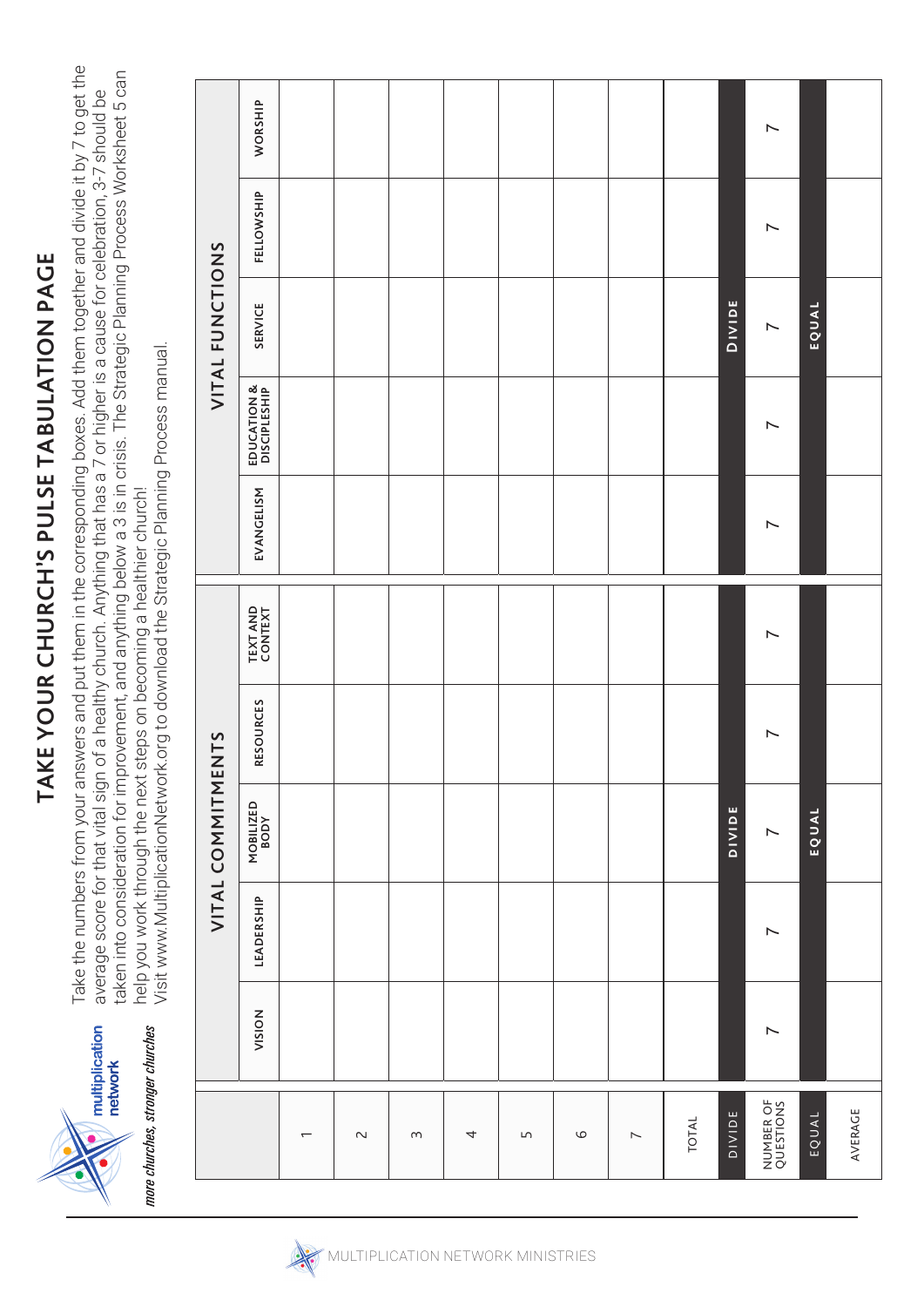multiplication network

*more churches, stronger churches*

# TAKE YOUR CHURCH'S PULSE TABULATION PAGE

Take the numbers from your answers and put them in the corresponding boxes. Add them together and divide it by 7 to get the average score for that vital sign of a healthy church. Anything that has a 7 or higher is a cause for celebration, 3-7 should be taken into consideration for improvement, and anything below a 3 is in crisis. The Strategic Planning Process Worksheet 5 can help you work through the next steps on becoming a healthier church!

Visit www.MultiplicationNetwork.org to download the Strategic Planning Process manual.

| | VITAL COMMITMENTS | | | | | VITAL FUNCTIONS | | | | |
|---|---|---|---|---|---|---|---|---|---|---|
| | VISION | LEADERSHIP | MOBILIZED BODY | RESOURCES | TEXT AND CONTEXT | EVANGELISM | EDUCATION & DISCIPLESHIP | SERVICE | FELLOWSHIP | WORSHIP |
| 1 | | | | | | | | | | |
| 2 | | | | | | | | | | |
| 3 | | | | | | | | | | |
| 4 | | | | | | | | | | |
| 5 | | | | | | | | | | |
| 6 | | | | | | | | | | |
| 7 | | | | | | | | | | |
| TOTAL | | | | | | | | | | |
| DIVIDE | | | DIVIDE | | | | | DIVIDE | | |
| NUMBER OF QUESTIONS | 7 | 7 | 7 | 7 | 7 | 7 | 7 | 7 | 7 | 7 |
| EQUAL | | | EQUAL | | | | | EQUAL | | |
| AVERAGE | | | | | | | | | | |